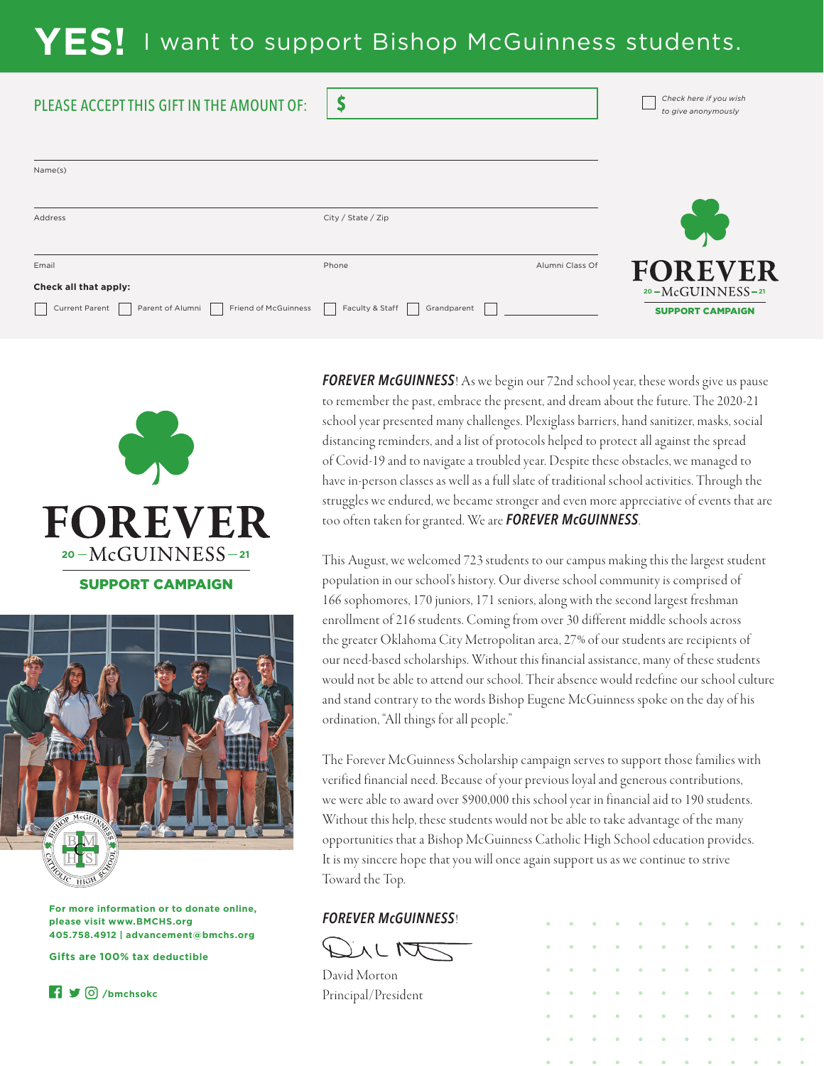# YES! I want to support Bishop McGuinness students.

PLEASE ACCEPT THIS GIFT IN THE AMOUNT OF: $

☐ *Check here if you wish to give anonymously*

Name(s)

Address | City / State / Zip

Email | Phone | Alumni Class Of

**Check all that apply:**

☐ Current Parent ☐ Parent of Alumni ☐ Friend of McGuinness ☐ Faculty & Staff ☐ Grandparent ☐ ____________

FOREVER 20 – McGUINNESS – 21 SUPPORT CAMPAIGN

FOREVER 20 – McGUINNESS – 21

SUPPORT CAMPAIGN

***FOREVER McGUINNESS***! As we begin our 72nd school year, these words give us pause to remember the past, embrace the present, and dream about the future. The 2020-21 school year presented many challenges. Plexiglass barriers, hand sanitizer, masks, social distancing reminders, and a list of protocols helped to protect all against the spread of Covid-19 and to navigate a troubled year. Despite these obstacles, we managed to have in-person classes as well as a full slate of traditional school activities. Through the struggles we endured, we became stronger and even more appreciative of events that are too often taken for granted. We are ***FOREVER McGUINNESS***.

This August, we welcomed 723 students to our campus making this the largest student population in our school's history. Our diverse school community is comprised of 166 sophomores, 170 juniors, 171 seniors, along with the second largest freshman enrollment of 216 students. Coming from over 30 different middle schools across the greater Oklahoma City Metropolitan area, 27% of our students are recipients of our need-based scholarships. Without this financial assistance, many of these students would not be able to attend our school. Their absence would redefine our school culture and stand contrary to the words Bishop Eugene McGuinness spoke on the day of his ordination, "All things for all people."

The Forever McGuinness Scholarship campaign serves to support those families with verified financial need. Because of your previous loyal and generous contributions, we were able to award over $900,000 this school year in financial aid to 190 students. Without this help, these students would not be able to take advantage of the many opportunities that a Bishop McGuinness Catholic High School education provides. It is my sincere hope that you will once again support us as we continue to strive Toward the Top.

***FOREVER McGUINNESS***!

David Morton
Principal/President

**For more information or to donate online, please visit www.BMCHS.org**
**405.758.4912 | advancement@bmchs.org**

**Gifts are 100% tax deductible**

**/bmchsokc**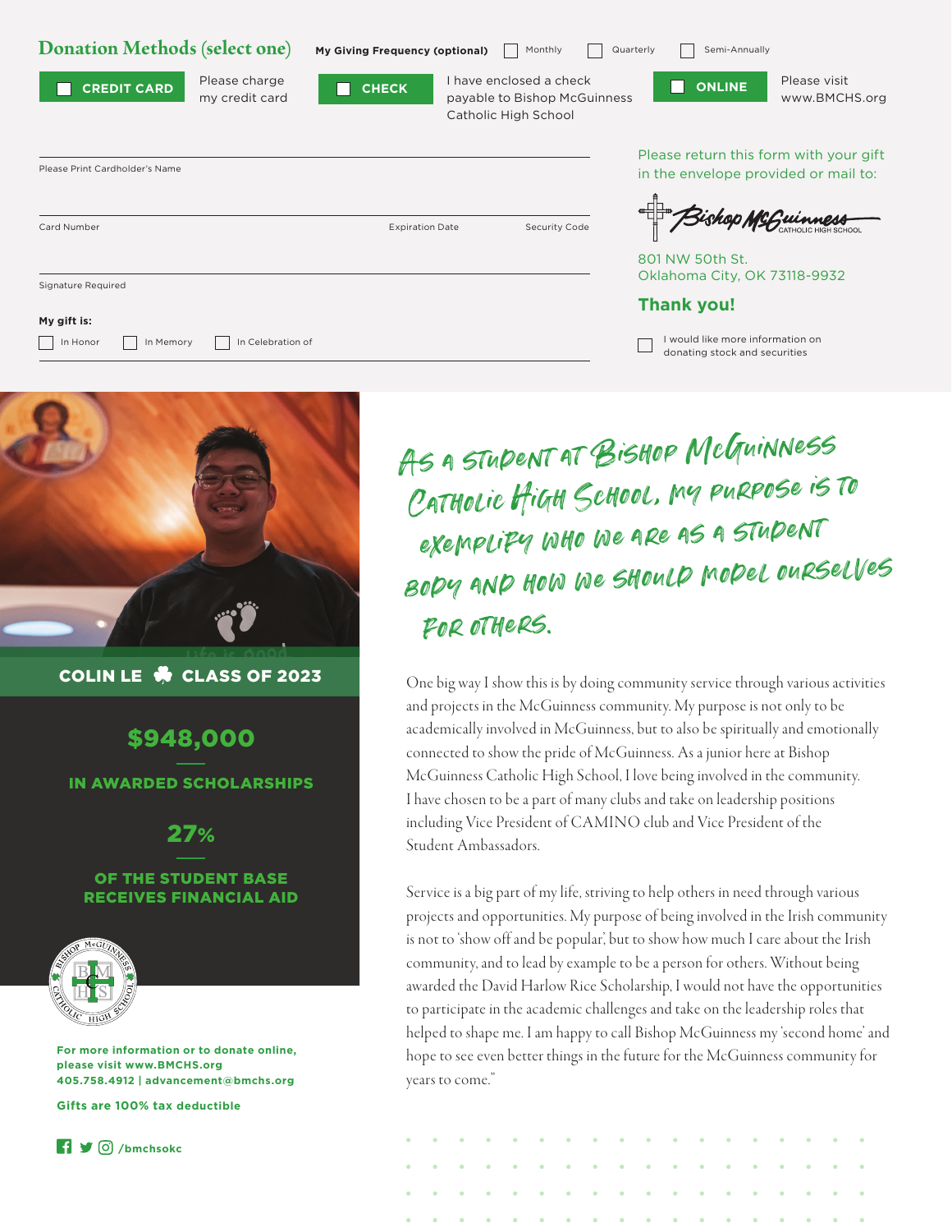## Donation Methods (select one)

**My Giving Frequency (optional)** ☐ Monthly ☐ Quarterly ☐ Semi-Annually

☐ **CREDIT CARD** Please charge my credit card

☐ **CHECK** I have enclosed a check payable to Bishop McGuinness Catholic High School

☐ **ONLINE** Please visit www.BMCHS.org

Please Print Cardholder's Name

Card Number | Expiration Date | Security Code

Signature Required

**My gift is:**

☐ In Honor ☐ In Memory ☐ In Celebration of

Please return this form with your gift in the envelope provided or mail to:

Bishop McGuinness Catholic High School

801 NW 50th St.
Oklahoma City, OK 73118-9932

**Thank you!**

☐ I would like more information on donating stock and securities

**COLIN LE ☘ CLASS OF 2023**

**$948,000**

**IN AWARDED SCHOLARSHIPS**

**27%**

**OF THE STUDENT BASE RECEIVES FINANCIAL AID**

*As a student at Bishop McGuinness Catholic High School, my purpose is to exemplify who we are as a student body and how we should model ourselves for others.*

One big way I show this is by doing community service through various activities and projects in the McGuinness community. My purpose is not only to be academically involved in McGuinness, but to also be spiritually and emotionally connected to show the pride of McGuinness. As a junior here at Bishop McGuinness Catholic High School, I love being involved in the community. I have chosen to be a part of many clubs and take on leadership positions including Vice President of CAMINO club and Vice President of the Student Ambassadors.

Service is a big part of my life, striving to help others in need through various projects and opportunities. My purpose of being involved in the Irish community is not to 'show off and be popular', but to show how much I care about the Irish community, and to lead by example to be a person for others. Without being awarded the David Harlow Rice Scholarship, I would not have the opportunities to participate in the academic challenges and take on the leadership roles that helped to shape me. I am happy to call Bishop McGuinness my 'second home' and hope to see even better things in the future for the McGuinness community for years to come."

**For more information or to donate online, please visit www.BMCHS.org**
**405.758.4912 | advancement@bmchs.org**

**Gifts are 100% tax deductible**

**/bmchsokc**